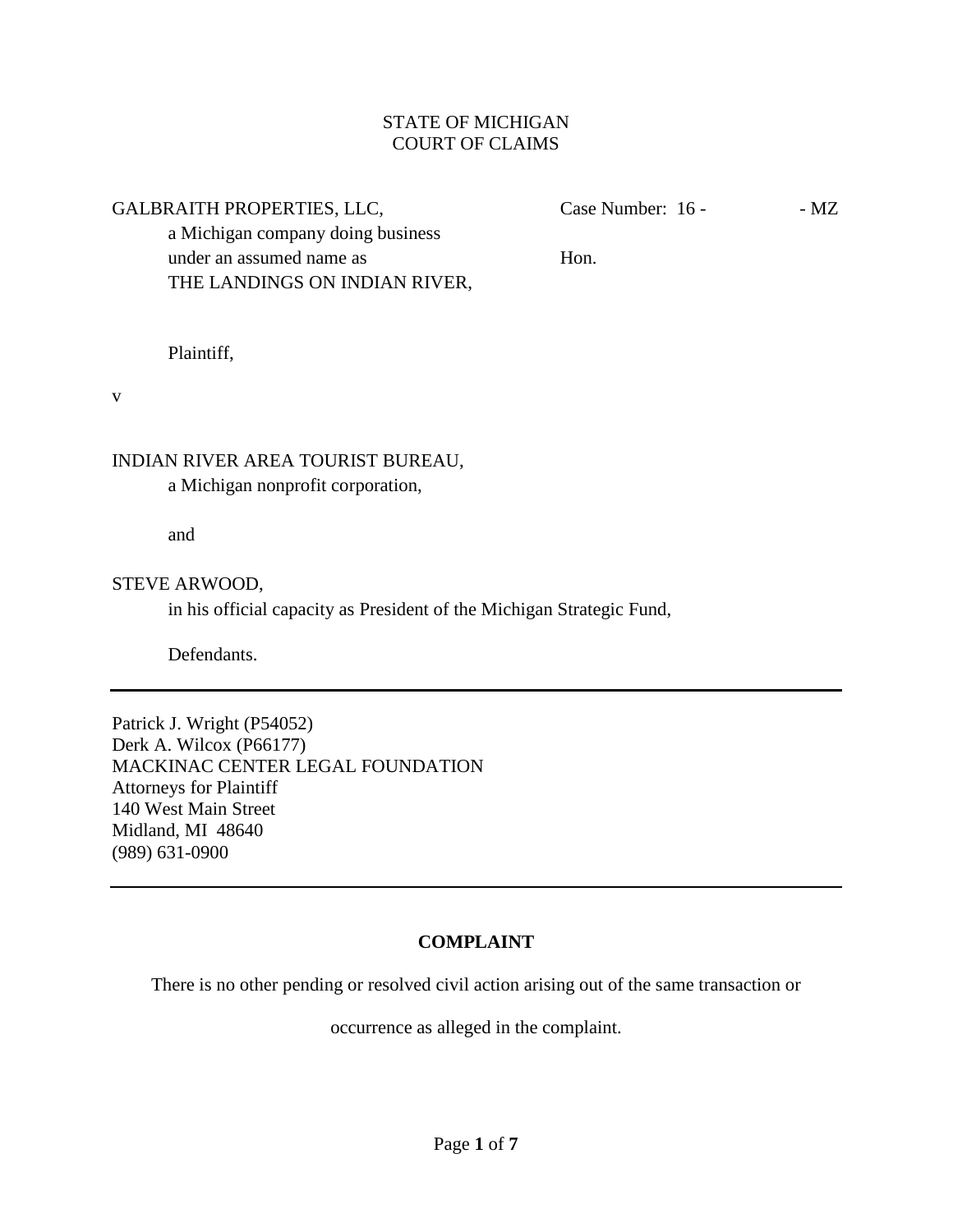STATE OF MICHIGAN
COURT OF CLAIMS

GALBRAITH PROPERTIES, LLC,
a Michigan company doing business
under an assumed name as
THE LANDINGS ON INDIAN RIVER,

Plaintiff,

Case Number: 16 - - MZ

Hon.

v

INDIAN RIVER AREA TOURIST BUREAU,
a Michigan nonprofit corporation,

and

STEVE ARWOOD,
in his official capacity as President of the Michigan Strategic Fund,

Defendants.

---

Patrick J. Wright (P54052)
Derk A. Wilcox (P66177)
MACKINAC CENTER LEGAL FOUNDATION
Attorneys for Plaintiff
140 West Main Street
Midland, MI 48640
(989) 631-0900

---

**COMPLAINT**

There is no other pending or resolved civil action arising out of the same transaction or occurrence as alleged in the complaint.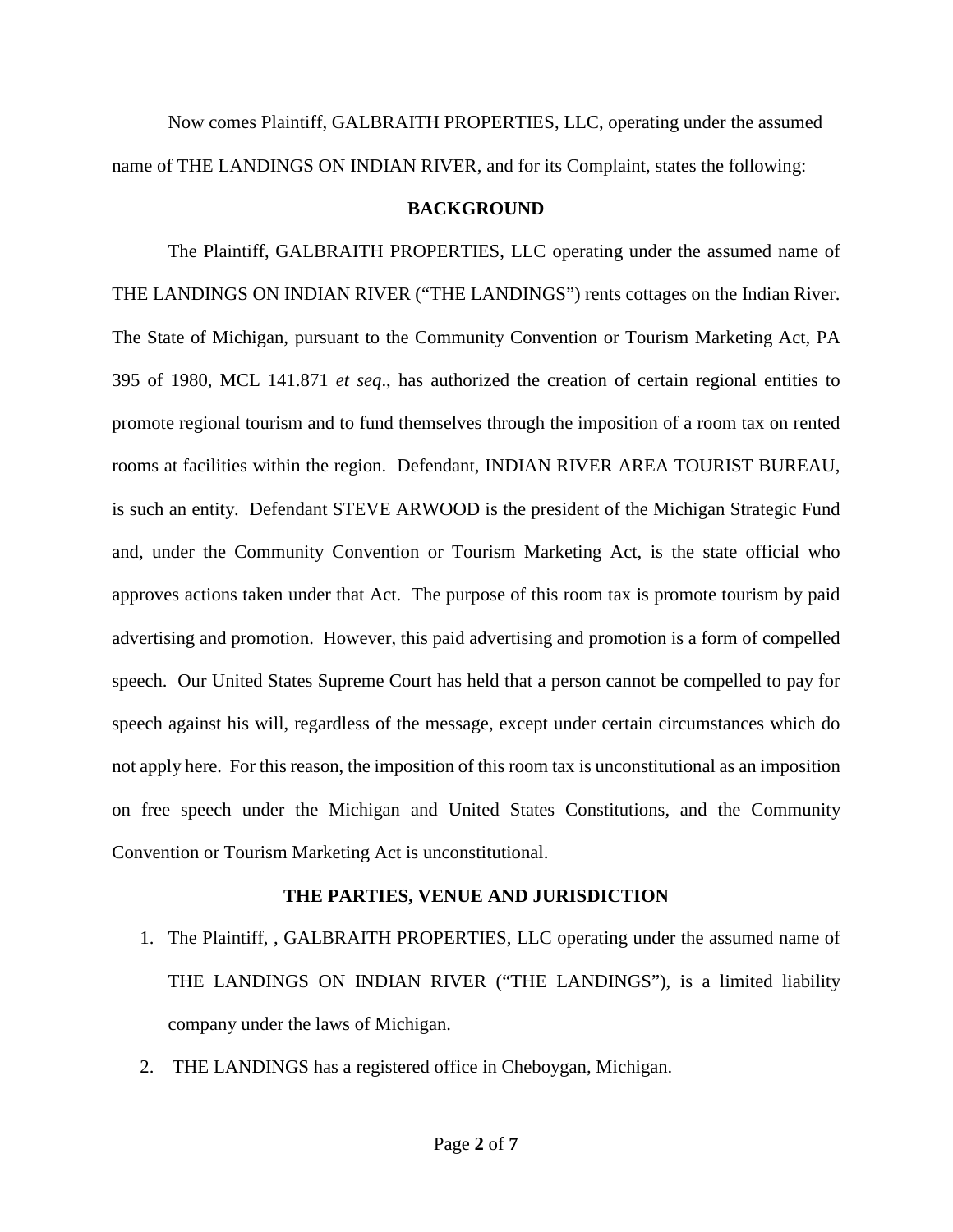Now comes Plaintiff, GALBRAITH PROPERTIES, LLC, operating under the assumed name of THE LANDINGS ON INDIAN RIVER, and for its Complaint, states the following:

**BACKGROUND**

The Plaintiff, GALBRAITH PROPERTIES, LLC operating under the assumed name of THE LANDINGS ON INDIAN RIVER ("THE LANDINGS") rents cottages on the Indian River. The State of Michigan, pursuant to the Community Convention or Tourism Marketing Act, PA 395 of 1980, MCL 141.871 *et seq*., has authorized the creation of certain regional entities to promote regional tourism and to fund themselves through the imposition of a room tax on rented rooms at facilities within the region. Defendant, INDIAN RIVER AREA TOURIST BUREAU, is such an entity. Defendant STEVE ARWOOD is the president of the Michigan Strategic Fund and, under the Community Convention or Tourism Marketing Act, is the state official who approves actions taken under that Act. The purpose of this room tax is promote tourism by paid advertising and promotion. However, this paid advertising and promotion is a form of compelled speech. Our United States Supreme Court has held that a person cannot be compelled to pay for speech against his will, regardless of the message, except under certain circumstances which do not apply here. For this reason, the imposition of this room tax is unconstitutional as an imposition on free speech under the Michigan and United States Constitutions, and the Community Convention or Tourism Marketing Act is unconstitutional.

**THE PARTIES, VENUE AND JURISDICTION**

1. The Plaintiff, , GALBRAITH PROPERTIES, LLC operating under the assumed name of THE LANDINGS ON INDIAN RIVER ("THE LANDINGS"), is a limited liability company under the laws of Michigan.
2. THE LANDINGS has a registered office in Cheboygan, Michigan.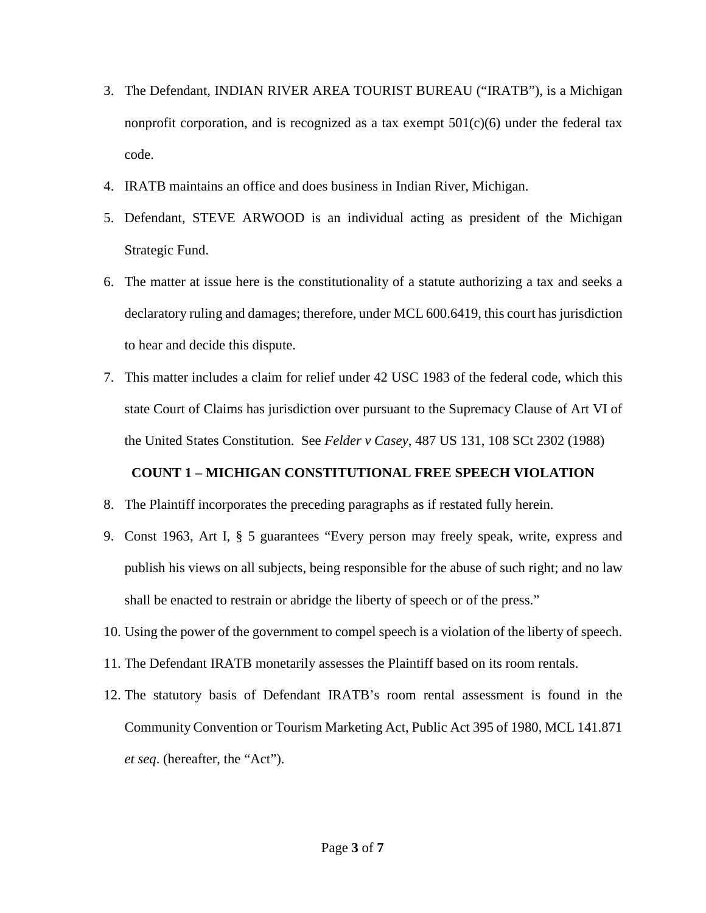3. The Defendant, INDIAN RIVER AREA TOURIST BUREAU ("IRATB"), is a Michigan nonprofit corporation, and is recognized as a tax exempt 501(c)(6) under the federal tax code.
4. IRATB maintains an office and does business in Indian River, Michigan.
5. Defendant, STEVE ARWOOD is an individual acting as president of the Michigan Strategic Fund.
6. The matter at issue here is the constitutionality of a statute authorizing a tax and seeks a declaratory ruling and damages; therefore, under MCL 600.6419, this court has jurisdiction to hear and decide this dispute.
7. This matter includes a claim for relief under 42 USC 1983 of the federal code, which this state Court of Claims has jurisdiction over pursuant to the Supremacy Clause of Art VI of the United States Constitution. See *Felder v Casey*, 487 US 131, 108 SCt 2302 (1988)

**COUNT 1 – MICHIGAN CONSTITUTIONAL FREE SPEECH VIOLATION**

8. The Plaintiff incorporates the preceding paragraphs as if restated fully herein.
9. Const 1963, Art I, § 5 guarantees "Every person may freely speak, write, express and publish his views on all subjects, being responsible for the abuse of such right; and no law shall be enacted to restrain or abridge the liberty of speech or of the press."
10. Using the power of the government to compel speech is a violation of the liberty of speech.
11. The Defendant IRATB monetarily assesses the Plaintiff based on its room rentals.
12. The statutory basis of Defendant IRATB's room rental assessment is found in the Community Convention or Tourism Marketing Act, Public Act 395 of 1980, MCL 141.871 *et seq*. (hereafter, the "Act").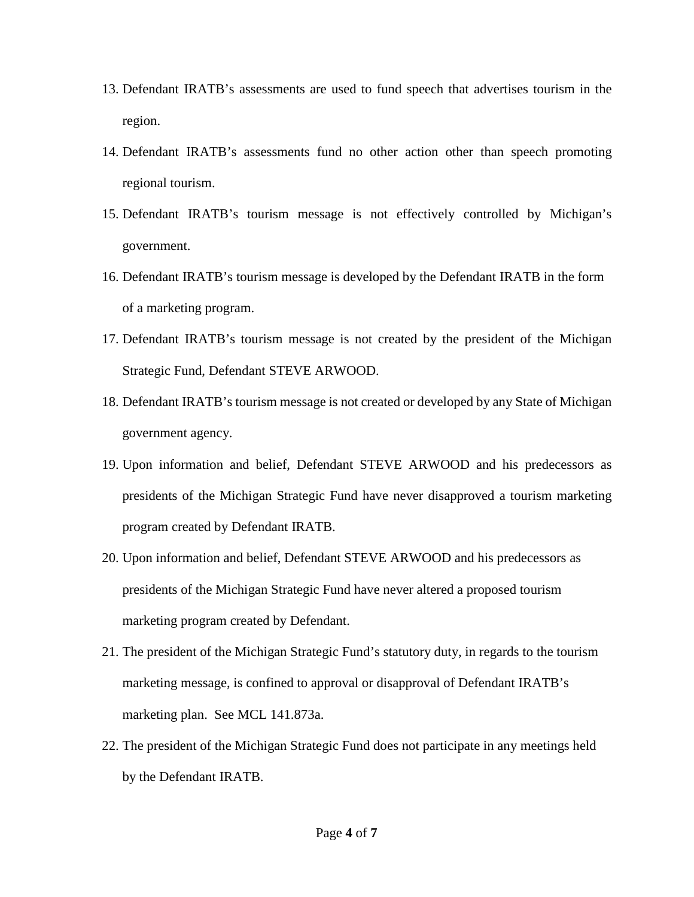13. Defendant IRATB's assessments are used to fund speech that advertises tourism in the region.
14. Defendant IRATB's assessments fund no other action other than speech promoting regional tourism.
15. Defendant IRATB's tourism message is not effectively controlled by Michigan's government.
16. Defendant IRATB's tourism message is developed by the Defendant IRATB in the form of a marketing program.
17. Defendant IRATB's tourism message is not created by the president of the Michigan Strategic Fund, Defendant STEVE ARWOOD.
18. Defendant IRATB's tourism message is not created or developed by any State of Michigan government agency.
19. Upon information and belief, Defendant STEVE ARWOOD and his predecessors as presidents of the Michigan Strategic Fund have never disapproved a tourism marketing program created by Defendant IRATB.
20. Upon information and belief, Defendant STEVE ARWOOD and his predecessors as presidents of the Michigan Strategic Fund have never altered a proposed tourism marketing program created by Defendant.
21. The president of the Michigan Strategic Fund's statutory duty, in regards to the tourism marketing message, is confined to approval or disapproval of Defendant IRATB's marketing plan. See MCL 141.873a.
22. The president of the Michigan Strategic Fund does not participate in any meetings held by the Defendant IRATB.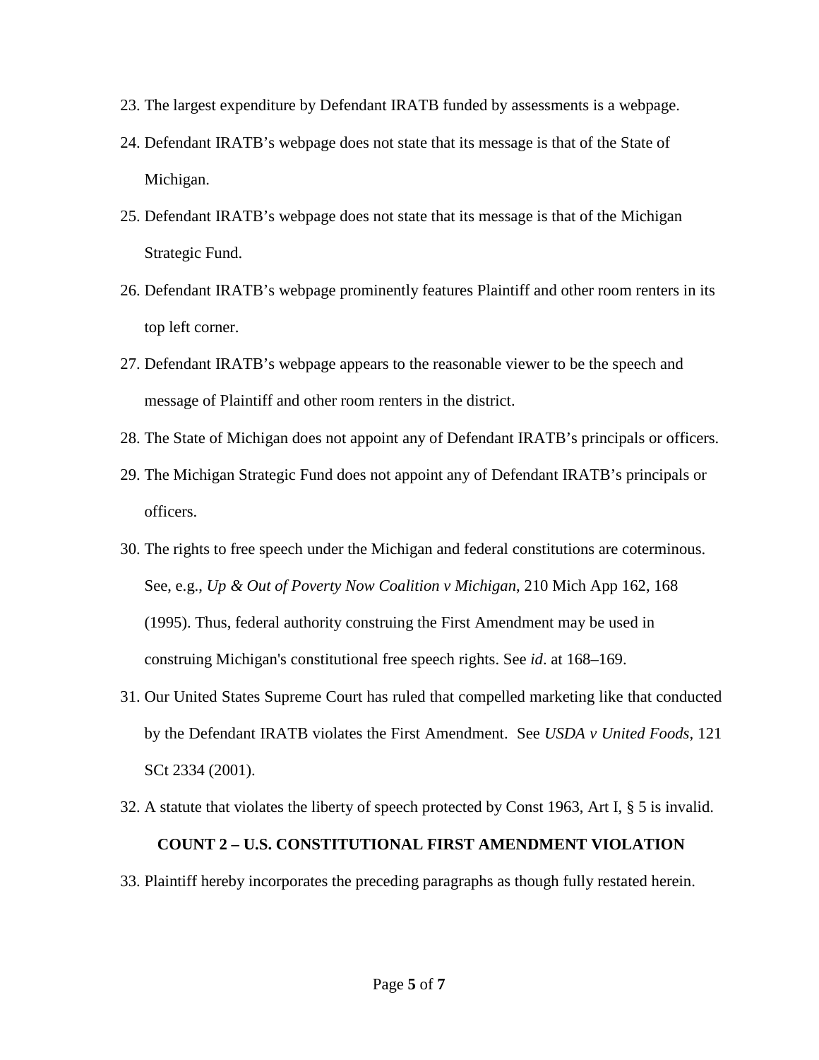23. The largest expenditure by Defendant IRATB funded by assessments is a webpage.
24. Defendant IRATB's webpage does not state that its message is that of the State of Michigan.
25. Defendant IRATB's webpage does not state that its message is that of the Michigan Strategic Fund.
26. Defendant IRATB's webpage prominently features Plaintiff and other room renters in its top left corner.
27. Defendant IRATB's webpage appears to the reasonable viewer to be the speech and message of Plaintiff and other room renters in the district.
28. The State of Michigan does not appoint any of Defendant IRATB's principals or officers.
29. The Michigan Strategic Fund does not appoint any of Defendant IRATB's principals or officers.
30. The rights to free speech under the Michigan and federal constitutions are coterminous. See, e.g., *Up & Out of Poverty Now Coalition v Michigan*, 210 Mich App 162, 168 (1995). Thus, federal authority construing the First Amendment may be used in construing Michigan's constitutional free speech rights. See *id*. at 168–169.
31. Our United States Supreme Court has ruled that compelled marketing like that conducted by the Defendant IRATB violates the First Amendment. See *USDA v United Foods*, 121 SCt 2334 (2001).
32. A statute that violates the liberty of speech protected by Const 1963, Art I, § 5 is invalid.

**COUNT 2 – U.S. CONSTITUTIONAL FIRST AMENDMENT VIOLATION**

33. Plaintiff hereby incorporates the preceding paragraphs as though fully restated herein.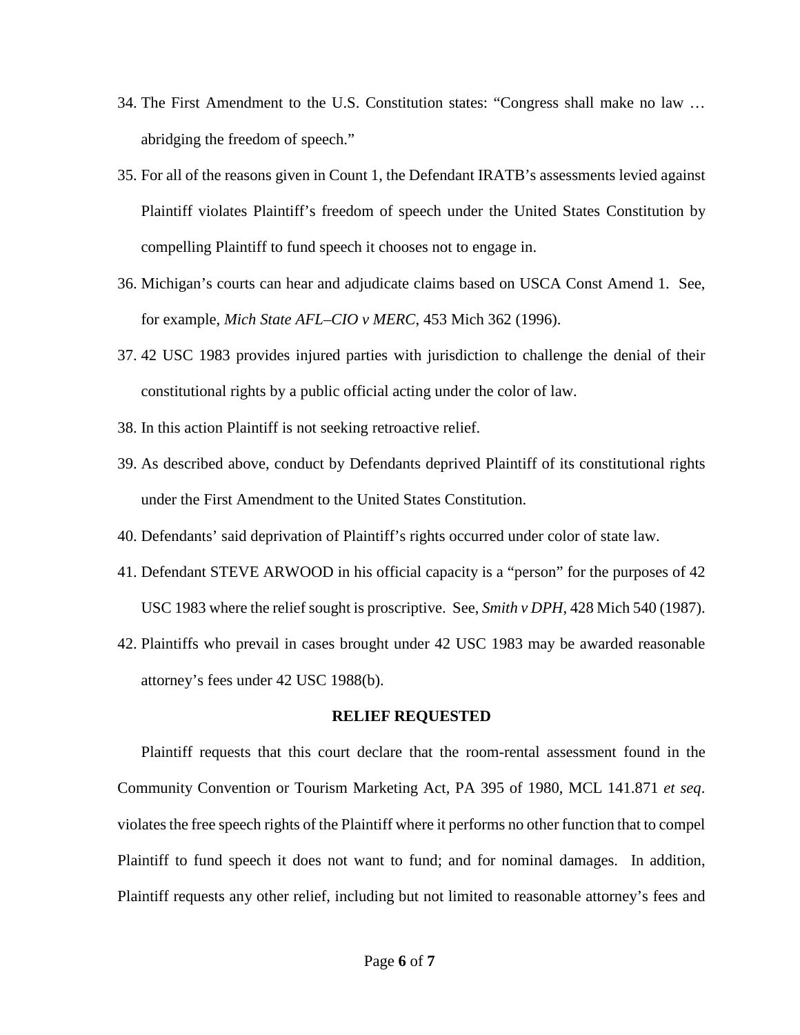34. The First Amendment to the U.S. Constitution states: "Congress shall make no law … abridging the freedom of speech."
35. For all of the reasons given in Count 1, the Defendant IRATB's assessments levied against Plaintiff violates Plaintiff's freedom of speech under the United States Constitution by compelling Plaintiff to fund speech it chooses not to engage in.
36. Michigan's courts can hear and adjudicate claims based on USCA Const Amend 1. See, for example, *Mich State AFL–CIO v MERC*, 453 Mich 362 (1996).
37. 42 USC 1983 provides injured parties with jurisdiction to challenge the denial of their constitutional rights by a public official acting under the color of law.
38. In this action Plaintiff is not seeking retroactive relief.
39. As described above, conduct by Defendants deprived Plaintiff of its constitutional rights under the First Amendment to the United States Constitution.
40. Defendants' said deprivation of Plaintiff's rights occurred under color of state law.
41. Defendant STEVE ARWOOD in his official capacity is a "person" for the purposes of 42 USC 1983 where the relief sought is proscriptive. See, *Smith v DPH*, 428 Mich 540 (1987).
42. Plaintiffs who prevail in cases brought under 42 USC 1983 may be awarded reasonable attorney's fees under 42 USC 1988(b).

**RELIEF REQUESTED**

Plaintiff requests that this court declare that the room-rental assessment found in the Community Convention or Tourism Marketing Act, PA 395 of 1980, MCL 141.871 *et seq*. violates the free speech rights of the Plaintiff where it performs no other function that to compel Plaintiff to fund speech it does not want to fund; and for nominal damages. In addition, Plaintiff requests any other relief, including but not limited to reasonable attorney's fees and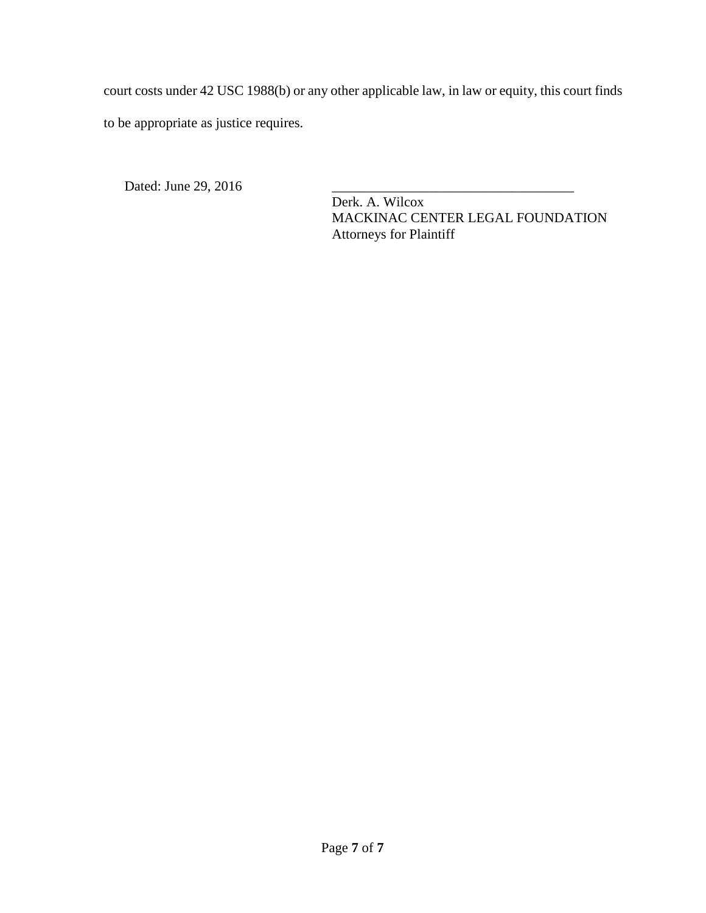court costs under 42 USC 1988(b) or any other applicable law, in law or equity, this court finds to be appropriate as justice requires.

Dated: June 29, 2016

\_\_\_\_\_\_\_\_\_\_\_\_\_\_\_\_\_\_\_\_\_\_\_\_\_\_\_\_\_\_\_\_\_\_\_\_

Derk. A. Wilcox
MACKINAC CENTER LEGAL FOUNDATION
Attorneys for Plaintiff